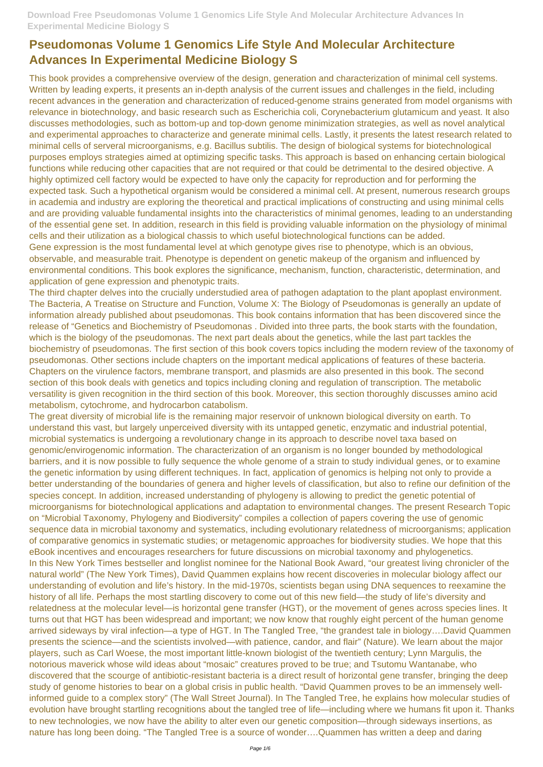# Pseudomonas Volume 1 Genomics Life Style And Molecular Architecture Advances In Experimental Medicine Biology S

This book provides a comprehensive overview of the design, generation and characterization of minimal cell systems. Written by leading experts, it presents an in-depth analysis of the current issues and challenges in the field, including recent advances in the generation and characterization of reduced-genome strains generated from model organisms with relevance in biotechnology, and basic research such as Escherichia coli, Corynebacterium glutamicum and yeast. It also discusses methodologies, such as bottom-up and top-down genome minimization strategies, as well as novel analytical and experimental approaches to characterize and generate minimal cells. Lastly, it presents the latest research related to minimal cells of serveral microorganisms, e.g. Bacillus subtilis. The design of biological systems for biotechnological purposes employs strategies aimed at optimizing specific tasks. This approach is based on enhancing certain biological functions while reducing other capacities that are not required or that could be detrimental to the desired objective. A highly optimized cell factory would be expected to have only the capacity for reproduction and for performing the expected task. Such a hypothetical organism would be considered a minimal cell. At present, numerous research groups in academia and industry are exploring the theoretical and practical implications of constructing and using minimal cells and are providing valuable fundamental insights into the characteristics of minimal genomes, leading to an understanding of the essential gene set. In addition, research in this field is providing valuable information on the physiology of minimal cells and their utilization as a biological chassis to which useful biotechnological functions can be added.

Gene expression is the most fundamental level at which genotype gives rise to phenotype, which is an obvious, observable, and measurable trait. Phenotype is dependent on genetic makeup of the organism and influenced by environmental conditions. This book explores the significance, mechanism, function, characteristic, determination, and application of gene expression and phenotypic traits.

The third chapter delves into the crucially understudied area of pathogen adaptation to the plant apoplast environment. The Bacteria, A Treatise on Structure and Function, Volume X: The Biology of Pseudomonas is generally an update of information already published about pseudomonas. This book contains information that has been discovered since the release of "Genetics and Biochemistry of Pseudomonas . Divided into three parts, the book starts with the foundation, which is the biology of the pseudomonas. The next part deals about the genetics, while the last part tackles the biochemistry of pseudomonas. The first section of this book covers topics including the modern review of the taxonomy of pseudomonas. Other sections include chapters on the important medical applications of features of these bacteria. Chapters on the virulence factors, membrane transport, and plasmids are also presented in this book. The second section of this book deals with genetics and topics including cloning and regulation of transcription. The metabolic versatility is given recognition in the third section of this book. Moreover, this section thoroughly discusses amino acid metabolism, cytochrome, and hydrocarbon catabolism.

The great diversity of microbial life is the remaining major reservoir of unknown biological diversity on earth. To understand this vast, but largely unperceived diversity with its untapped genetic, enzymatic and industrial potential, microbial systematics is undergoing a revolutionary change in its approach to describe novel taxa based on genomic/envirogenomic information. The characterization of an organism is no longer bounded by methodological barriers, and it is now possible to fully sequence the whole genome of a strain to study individual genes, or to examine the genetic information by using different techniques. In fact, application of genomics is helping not only to provide a better understanding of the boundaries of genera and higher levels of classification, but also to refine our definition of the species concept. In addition, increased understanding of phylogeny is allowing to predict the genetic potential of microorganisms for biotechnological applications and adaptation to environmental changes. The present Research Topic on "Microbial Taxonomy, Phylogeny and Biodiversity" compiles a collection of papers covering the use of genomic sequence data in microbial taxonomy and systematics, including evolutionary relatedness of microorganisms; application of comparative genomics in systematic studies; or metagenomic approaches for biodiversity studies. We hope that this eBook incentives and encourages researchers for future discussions on microbial taxonomy and phylogenetics.

In this New York Times bestseller and longlist nominee for the National Book Award, "our greatest living chronicler of the natural world" (The New York Times), David Quammen explains how recent discoveries in molecular biology affect our understanding of evolution and life's history. In the mid-1970s, scientists began using DNA sequences to reexamine the history of all life. Perhaps the most startling discovery to come out of this new field—the study of life's diversity and relatedness at the molecular level—is horizontal gene transfer (HGT), or the movement of genes across species lines. It turns out that HGT has been widespread and important; we now know that roughly eight percent of the human genome arrived sideways by viral infection—a type of HGT. In The Tangled Tree, "the grandest tale in biology….David Quammen presents the science—and the scientists involved—with patience, candor, and flair" (Nature). We learn about the major players, such as Carl Woese, the most important little-known biologist of the twentieth century; Lynn Margulis, the notorious maverick whose wild ideas about "mosaic" creatures proved to be true; and Tsutomu Wantanabe, who discovered that the scourge of antibiotic-resistant bacteria is a direct result of horizontal gene transfer, bringing the deep study of genome histories to bear on a global crisis in public health. "David Quammen proves to be an immensely well-informed guide to a complex story" (The Wall Street Journal). In The Tangled Tree, he explains how molecular studies of evolution have brought startling recognitions about the tangled tree of life—including where we humans fit upon it. Thanks to new technologies, we now have the ability to alter even our genetic composition—through sideways insertions, as nature has long been doing. "The Tangled Tree is a source of wonder….Quammen has written a deep and daring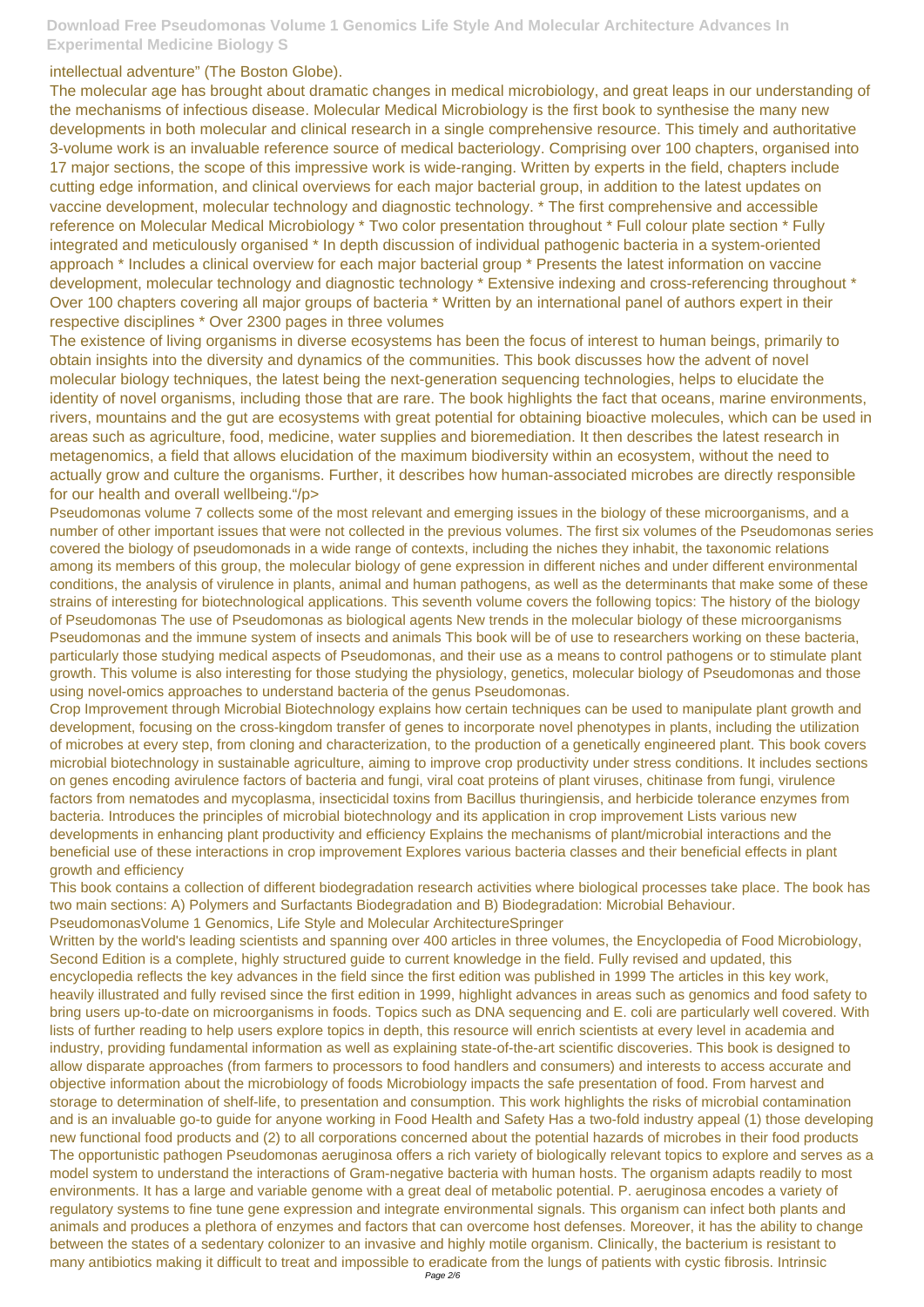intellectual adventure" (The Boston Globe).

The molecular age has brought about dramatic changes in medical microbiology, and great leaps in our understanding of the mechanisms of infectious disease. Molecular Medical Microbiology is the first book to synthesise the many new developments in both molecular and clinical research in a single comprehensive resource. This timely and authoritative 3-volume work is an invaluable reference source of medical bacteriology. Comprising over 100 chapters, organised into 17 major sections, the scope of this impressive work is wide-ranging. Written by experts in the field, chapters include cutting edge information, and clinical overviews for each major bacterial group, in addition to the latest updates on vaccine development, molecular technology and diagnostic technology. * The first comprehensive and accessible reference on Molecular Medical Microbiology * Two color presentation throughout * Full colour plate section * Fully integrated and meticulously organised * In depth discussion of individual pathogenic bacteria in a system-oriented approach * Includes a clinical overview for each major bacterial group * Presents the latest information on vaccine development, molecular technology and diagnostic technology * Extensive indexing and cross-referencing throughout * Over 100 chapters covering all major groups of bacteria * Written by an international panel of authors expert in their respective disciplines * Over 2300 pages in three volumes

The existence of living organisms in diverse ecosystems has been the focus of interest to human beings, primarily to obtain insights into the diversity and dynamics of the communities. This book discusses how the advent of novel molecular biology techniques, the latest being the next-generation sequencing technologies, helps to elucidate the identity of novel organisms, including those that are rare. The book highlights the fact that oceans, marine environments, rivers, mountains and the gut are ecosystems with great potential for obtaining bioactive molecules, which can be used in areas such as agriculture, food, medicine, water supplies and bioremediation. It then describes the latest research in metagenomics, a field that allows elucidation of the maximum biodiversity within an ecosystem, without the need to actually grow and culture the organisms. Further, it describes how human-associated microbes are directly responsible for our health and overall wellbeing."/p>

Pseudomonas volume 7 collects some of the most relevant and emerging issues in the biology of these microorganisms, and a number of other important issues that were not collected in the previous volumes. The first six volumes of the Pseudomonas series covered the biology of pseudomonads in a wide range of contexts, including the niches they inhabit, the taxonomic relations among its members of this group, the molecular biology of gene expression in different niches and under different environmental conditions, the analysis of virulence in plants, animal and human pathogens, as well as the determinants that make some of these strains of interesting for biotechnological applications. This seventh volume covers the following topics: The history of the biology of Pseudomonas The use of Pseudomonas as biological agents New trends in the molecular biology of these microorganisms Pseudomonas and the immune system of insects and animals This book will be of use to researchers working on these bacteria, particularly those studying medical aspects of Pseudomonas, and their use as a means to control pathogens or to stimulate plant growth. This volume is also interesting for those studying the physiology, genetics, molecular biology of Pseudomonas and those using novel-omics approaches to understand bacteria of the genus Pseudomonas.

Crop Improvement through Microbial Biotechnology explains how certain techniques can be used to manipulate plant growth and development, focusing on the cross-kingdom transfer of genes to incorporate novel phenotypes in plants, including the utilization of microbes at every step, from cloning and characterization, to the production of a genetically engineered plant. This book covers microbial biotechnology in sustainable agriculture, aiming to improve crop productivity under stress conditions. It includes sections on genes encoding avirulence factors of bacteria and fungi, viral coat proteins of plant viruses, chitinase from fungi, virulence factors from nematodes and mycoplasma, insecticidal toxins from Bacillus thuringiensis, and herbicide tolerance enzymes from bacteria. Introduces the principles of microbial biotechnology and its application in crop improvement Lists various new developments in enhancing plant productivity and efficiency Explains the mechanisms of plant/microbial interactions and the beneficial use of these interactions in crop improvement Explores various bacteria classes and their beneficial effects in plant growth and efficiency

This book contains a collection of different biodegradation research activities where biological processes take place. The book has two main sections: A) Polymers and Surfactants Biodegradation and B) Biodegradation: Microbial Behaviour.

PseudomonasVolume 1 Genomics, Life Style and Molecular ArchitectureSpringer

Written by the world's leading scientists and spanning over 400 articles in three volumes, the Encyclopedia of Food Microbiology, Second Edition is a complete, highly structured guide to current knowledge in the field. Fully revised and updated, this encyclopedia reflects the key advances in the field since the first edition was published in 1999 The articles in this key work, heavily illustrated and fully revised since the first edition in 1999, highlight advances in areas such as genomics and food safety to bring users up-to-date on microorganisms in foods. Topics such as DNA sequencing and E. coli are particularly well covered. With lists of further reading to help users explore topics in depth, this resource will enrich scientists at every level in academia and industry, providing fundamental information as well as explaining state-of-the-art scientific discoveries. This book is designed to allow disparate approaches (from farmers to processors to food handlers and consumers) and interests to access accurate and objective information about the microbiology of foods Microbiology impacts the safe presentation of food. From harvest and storage to determination of shelf-life, to presentation and consumption. This work highlights the risks of microbial contamination and is an invaluable go-to guide for anyone working in Food Health and Safety Has a two-fold industry appeal (1) those developing new functional food products and (2) to all corporations concerned about the potential hazards of microbes in their food products

The opportunistic pathogen Pseudomonas aeruginosa offers a rich variety of biologically relevant topics to explore and serves as a model system to understand the interactions of Gram-negative bacteria with human hosts. The organism adapts readily to most environments. It has a large and variable genome with a great deal of metabolic potential. P. aeruginosa encodes a variety of regulatory systems to fine tune gene expression and integrate environmental signals. This organism can infect both plants and animals and produces a plethora of enzymes and factors that can overcome host defenses. Moreover, it has the ability to change between the states of a sedentary colonizer to an invasive and highly motile organism. Clinically, the bacterium is resistant to many antibiotics making it difficult to treat and impossible to eradicate from the lungs of patients with cystic fibrosis. Intrinsic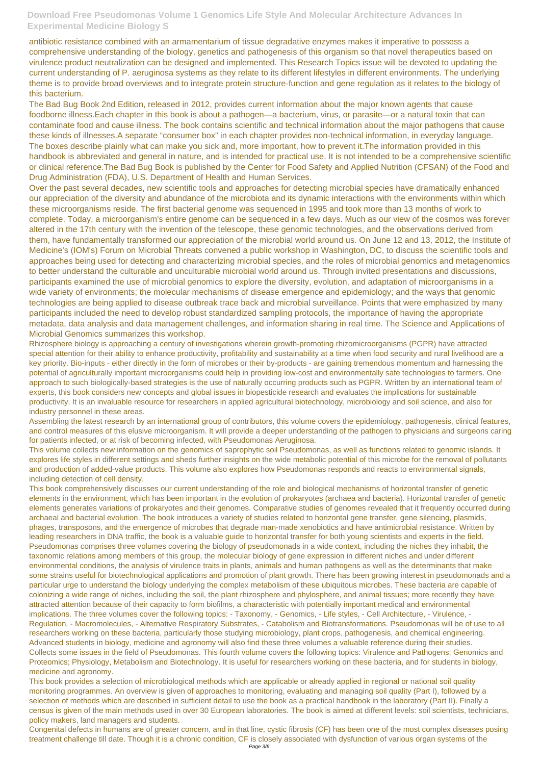antibiotic resistance combined with an armamentarium of tissue degradative enzymes makes it imperative to possess a comprehensive understanding of the biology, genetics and pathogenesis of this organism so that novel therapeutics based on virulence product neutralization can be designed and implemented. This Research Topics issue will be devoted to updating the current understanding of P. aeruginosa systems as they relate to its different lifestyles in different environments. The underlying theme is to provide broad overviews and to integrate protein structure-function and gene regulation as it relates to the biology of this bacterium.

The Bad Bug Book 2nd Edition, released in 2012, provides current information about the major known agents that cause foodborne illness.Each chapter in this book is about a pathogen—a bacterium, virus, or parasite—or a natural toxin that can contaminate food and cause illness. The book contains scientific and technical information about the major pathogens that cause these kinds of illnesses.A separate "consumer box" in each chapter provides non-technical information, in everyday language. The boxes describe plainly what can make you sick and, more important, how to prevent it.The information provided in this handbook is abbreviated and general in nature, and is intended for practical use. It is not intended to be a comprehensive scientific or clinical reference.The Bad Bug Book is published by the Center for Food Safety and Applied Nutrition (CFSAN) of the Food and Drug Administration (FDA), U.S. Department of Health and Human Services.

Over the past several decades, new scientific tools and approaches for detecting microbial species have dramatically enhanced our appreciation of the diversity and abundance of the microbiota and its dynamic interactions with the environments within which these microorganisms reside. The first bacterial genome was sequenced in 1995 and took more than 13 months of work to complete. Today, a microorganism's entire genome can be sequenced in a few days. Much as our view of the cosmos was forever altered in the 17th century with the invention of the telescope, these genomic technologies, and the observations derived from them, have fundamentally transformed our appreciation of the microbial world around us. On June 12 and 13, 2012, the Institute of Medicine's (IOM's) Forum on Microbial Threats convened a public workshop in Washington, DC, to discuss the scientific tools and approaches being used for detecting and characterizing microbial species, and the roles of microbial genomics and metagenomics to better understand the culturable and unculturable microbial world around us. Through invited presentations and discussions, participants examined the use of microbial genomics to explore the diversity, evolution, and adaptation of microorganisms in a wide variety of environments; the molecular mechanisms of disease emergence and epidemiology; and the ways that genomic technologies are being applied to disease outbreak trace back and microbial surveillance. Points that were emphasized by many participants included the need to develop robust standardized sampling protocols, the importance of having the appropriate metadata, data analysis and data management challenges, and information sharing in real time. The Science and Applications of Microbial Genomics summarizes this workshop.

Rhizosphere biology is approaching a century of investigations wherein growth-promoting rhizomicroorganisms (PGPR) have attracted special attention for their ability to enhance productivity, profitability and sustainability at a time when food security and rural livelihood are a key priority. Bio-inputs - either directly in the form of microbes or their by-products - are gaining tremendous momentum and harnessing the potential of agriculturally important microorganisms could help in providing low-cost and environmentally safe technologies to farmers. One approach to such biologically-based strategies is the use of naturally occurring products such as PGPR. Written by an international team of experts, this book considers new concepts and global issues in biopesticide research and evaluates the implications for sustainable productivity. It is an invaluable resource for researchers in applied agricultural biotechnology, microbiology and soil science, and also for industry personnel in these areas.

Assembling the latest research by an international group of contributors, this volume covers the epidemiology, pathogenesis, clinical features, and control measures of this elusive microorganism. It will provide a deeper understanding of the pathogen to physicians and surgeons caring for patients infected, or at risk of becoming infected, with Pseudomonas Aeruginosa.

This volume collects new information on the genomics of saprophytic soil Pseudomonas, as well as functions related to genomic islands. It explores life styles in different settings and sheds further insights on the wide metabolic potential of this microbe for the removal of pollutants and production of added-value products. This volume also explores how Pseudomonas responds and reacts to environmental signals, including detection of cell density.

This book comprehensively discusses our current understanding of the role and biological mechanisms of horizontal transfer of genetic elements in the environment, which has been important in the evolution of prokaryotes (archaea and bacteria). Horizontal transfer of genetic elements generates variations of prokaryotes and their genomes. Comparative studies of genomes revealed that it frequently occurred during archaeal and bacterial evolution. The book introduces a variety of studies related to horizontal gene transfer, gene silencing, plasmids, phages, transposons, and the emergence of microbes that degrade man-made xenobiotics and have antimicrobial resistance. Written by leading researchers in DNA traffic, the book is a valuable guide to horizontal transfer for both young scientists and experts in the field.

Pseudomonas comprises three volumes covering the biology of pseudomonads in a wide context, including the niches they inhabit, the taxonomic relations among members of this group, the molecular biology of gene expression in different niches and under different environmental conditions, the analysis of virulence traits in plants, animals and human pathogens as well as the determinants that make some strains useful for biotechnological applications and promotion of plant growth. There has been growing interest in pseudomonads and a particular urge to understand the biology underlying the complex metabolism of these ubiquitous microbes. These bacteria are capable of colonizing a wide range of niches, including the soil, the plant rhizosphere and phylosphere, and animal tissues; more recently they have attracted attention because of their capacity to form biofilms, a characteristic with potentially important medical and environmental implications. The three volumes cover the following topics: - Taxonomy, - Genomics, - Life styles, - Cell Architecture, - Virulence, - Regulation, - Macromolecules, - Alternative Respiratory Substrates, - Catabolism and Biotransformations. Pseudomonas will be of use to all researchers working on these bacteria, particularly those studying microbiology, plant crops, pathogenesis, and chemical engineering. Advanced students in biology, medicine and agronomy will also find these three volumes a valuable reference during their studies.

Collects some issues in the field of Pseudomonas. This fourth volume covers the following topics: Virulence and Pathogens; Genomics and Proteomics; Physiology, Metabolism and Biotechnology. It is useful for researchers working on these bacteria, and for students in biology, medicine and agronomy.

This book provides a selection of microbiological methods which are applicable or already applied in regional or national soil quality monitoring programmes. An overview is given of approaches to monitoring, evaluating and managing soil quality (Part I), followed by a selection of methods which are described in sufficient detail to use the book as a practical handbook in the laboratory (Part II). Finally a census is given of the main methods used in over 30 European laboratories. The book is aimed at different levels: soil scientists, technicians, policy makers, land managers and students.

Congenital defects in humans are of greater concern, and in that line, cystic fibrosis (CF) has been one of the most complex diseases posing treatment challenge till date. Though it is a chronic condition, CF is closely associated with dysfunction of various organ systems of the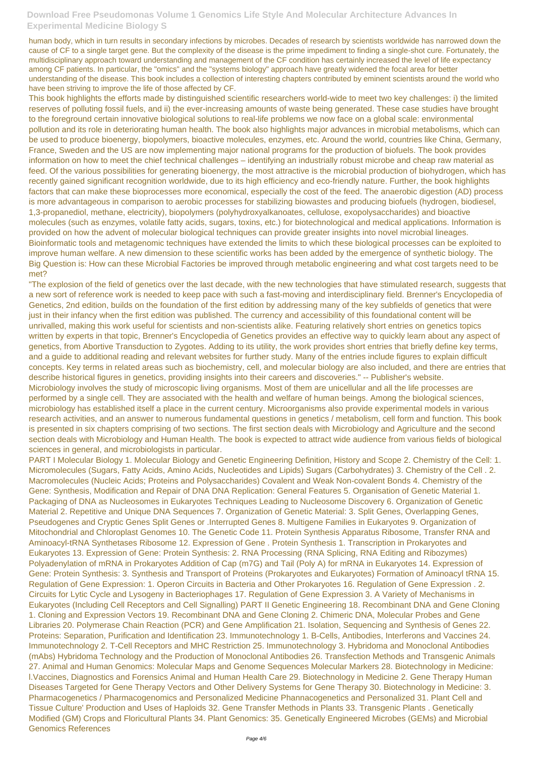human body, which in turn results in secondary infections by microbes. Decades of research by scientists worldwide has narrowed down the cause of CF to a single target gene. But the complexity of the disease is the prime impediment to finding a single-shot cure. Fortunately, the multidisciplinary approach toward understanding and management of the CF condition has certainly increased the level of life expectancy among CF patients. In particular, the "omics" and the "systems biology" approach have greatly widened the focal area for better understanding of the disease. This book includes a collection of interesting chapters contributed by eminent scientists around the world who have been striving to improve the life of those affected by CF.

This book highlights the efforts made by distinguished scientific researchers world-wide to meet two key challenges: i) the limited reserves of polluting fossil fuels, and ii) the ever-increasing amounts of waste being generated. These case studies have brought to the foreground certain innovative biological solutions to real-life problems we now face on a global scale: environmental pollution and its role in deteriorating human health. The book also highlights major advances in microbial metabolisms, which can be used to produce bioenergy, biopolymers, bioactive molecules, enzymes, etc. Around the world, countries like China, Germany, France, Sweden and the US are now implementing major national programs for the production of biofuels. The book provides information on how to meet the chief technical challenges – identifying an industrially robust microbe and cheap raw material as feed. Of the various possibilities for generating bioenergy, the most attractive is the microbial production of biohydrogen, which has recently gained significant recognition worldwide, due to its high efficiency and eco-friendly nature. Further, the book highlights factors that can make these bioprocesses more economical, especially the cost of the feed. The anaerobic digestion (AD) process is more advantageous in comparison to aerobic processes for stabilizing biowastes and producing biofuels (hydrogen, biodiesel, 1,3-propanediol, methane, electricity), biopolymers (polyhydroxyalkanoates, cellulose, exopolysaccharides) and bioactive molecules (such as enzymes, volatile fatty acids, sugars, toxins, etc.) for biotechnological and medical applications. Information is provided on how the advent of molecular biological techniques can provide greater insights into novel microbial lineages. Bioinformatic tools and metagenomic techniques have extended the limits to which these biological processes can be exploited to improve human welfare. A new dimension to these scientific works has been added by the emergence of synthetic biology. The Big Question is: How can these Microbial Factories be improved through metabolic engineering and what cost targets need to be met?

"The explosion of the field of genetics over the last decade, with the new technologies that have stimulated research, suggests that a new sort of reference work is needed to keep pace with such a fast-moving and interdisciplinary field. Brenner's Encyclopedia of Genetics, 2nd edition, builds on the foundation of the first edition by addressing many of the key subfields of genetics that were just in their infancy when the first edition was published. The currency and accessibility of this foundational content will be unrivalled, making this work useful for scientists and non-scientists alike. Featuring relatively short entries on genetics topics written by experts in that topic, Brenner's Encyclopedia of Genetics provides an effective way to quickly learn about any aspect of genetics, from Abortive Transduction to Zygotes. Adding to its utility, the work provides short entries that briefly define key terms, and a guide to additional reading and relevant websites for further study. Many of the entries include figures to explain difficult concepts. Key terms in related areas such as biochemistry, cell, and molecular biology are also included, and there are entries that describe historical figures in genetics, providing insights into their careers and discoveries." -- Publisher's website.

Microbiology involves the study of microscopic living organisms. Most of them are unicellular and all the life processes are performed by a single cell. They are associated with the health and welfare of human beings. Among the biological sciences, microbiology has established itself a place in the current century. Microorganisms also provide experimental models in various research activities, and an answer to numerous fundamental questions in genetics / metabolism, cell form and function. This book is presented in six chapters comprising of two sections. The first section deals with Microbiology and Agriculture and the second section deals with Microbiology and Human Health. The book is expected to attract wide audience from various fields of biological sciences in general, and microbiologists in particular.

PART I Molecular Biology 1. Molecular Biology and Genetic Engineering Definition, History and Scope 2. Chemistry of the Cell: 1. Micromolecules (Sugars, Fatty Acids, Amino Acids, Nucleotides and Lipids) Sugars (Carbohydrates) 3. Chemistry of the Cell . 2. Macromolecules (Nucleic Acids; Proteins and Polysaccharides) Covalent and Weak Non-covalent Bonds 4. Chemistry of the Gene: Synthesis, Modification and Repair of DNA DNA Replication: General Features 5. Organisation of Genetic Material 1. Packaging of DNA as Nucleosomes in Eukaryotes Techniques Leading to Nucleosome Discovery 6. Organization of Genetic Material 2. Repetitive and Unique DNA Sequences 7. Organization of Genetic Material: 3. Split Genes, Overlapping Genes, Pseudogenes and Cryptic Genes Split Genes or .Interrupted Genes 8. Multigene Families in Eukaryotes 9. Organization of Mitochondrial and Chloroplast Genomes 10. The Genetic Code 11. Protein Synthesis Apparatus Ribosome, Transfer RNA and Aminoacyl-tRNA Synthetases Ribosome 12. Expression of Gene . Protein Synthesis 1. Transcription in Prokaryotes and Eukaryotes 13. Expression of Gene: Protein Synthesis: 2. RNA Processing (RNA Splicing, RNA Editing and Ribozymes) Polyadenylation of mRNA in Prokaryotes Addition of Cap (m7G) and Tail (Poly A) for mRNA in Eukaryotes 14. Expression of Gene: Protein Synthesis: 3. Synthesis and Transport of Proteins (Prokaryotes and Eukaryotes) Formation of Aminoacyl tRNA 15. Regulation of Gene Expression: 1. Operon Circuits in Bacteria and Other Prokaryotes 16. Regulation of Gene Expression . 2. Circuits for Lytic Cycle and Lysogeny in Bacteriophages 17. Regulation of Gene Expression 3. A Variety of Mechanisms in Eukaryotes (Including Cell Receptors and Cell Signalling) PART II Genetic Engineering 18. Recombinant DNA and Gene Cloning 1. Cloning and Expression Vectors 19. Recombinant DNA and Gene Cloning 2. Chimeric DNA, Molecular Probes and Gene Libraries 20. Polymerase Chain Reaction (PCR) and Gene Amplification 21. Isolation, Sequencing and Synthesis of Genes 22. Proteins: Separation, Purification and Identification 23. Immunotechnology 1. B-Cells, Antibodies, Interferons and Vaccines 24. Immunotechnology 2. T-Cell Receptors and MHC Restriction 25. Immunotechnology 3. Hybridoma and Monoclonal Antibodies (mAbs) Hybridoma Technology and the Production of Monoclonal Antibodies 26. Transfection Methods and Transgenic Animals 27. Animal and Human Genomics: Molecular Maps and Genome Sequences Molecular Markers 28. Biotechnology in Medicine: l.Vaccines, Diagnostics and Forensics Animal and Human Health Care 29. Biotechnology in Medicine 2. Gene Therapy Human Diseases Targeted for Gene Therapy Vectors and Other Delivery Systems for Gene Therapy 30. Biotechnology in Medicine: 3. Pharmacogenetics / Pharmacogenomics and Personalized Medicine Phannacogenetics and Personalized 31. Plant Cell and Tissue Culture' Production and Uses of Haploids 32. Gene Transfer Methods in Plants 33. Transgenic Plants . Genetically Modified (GM) Crops and Floricultural Plants 34. Plant Genomics: 35. Genetically Engineered Microbes (GEMs) and Microbial Genomics References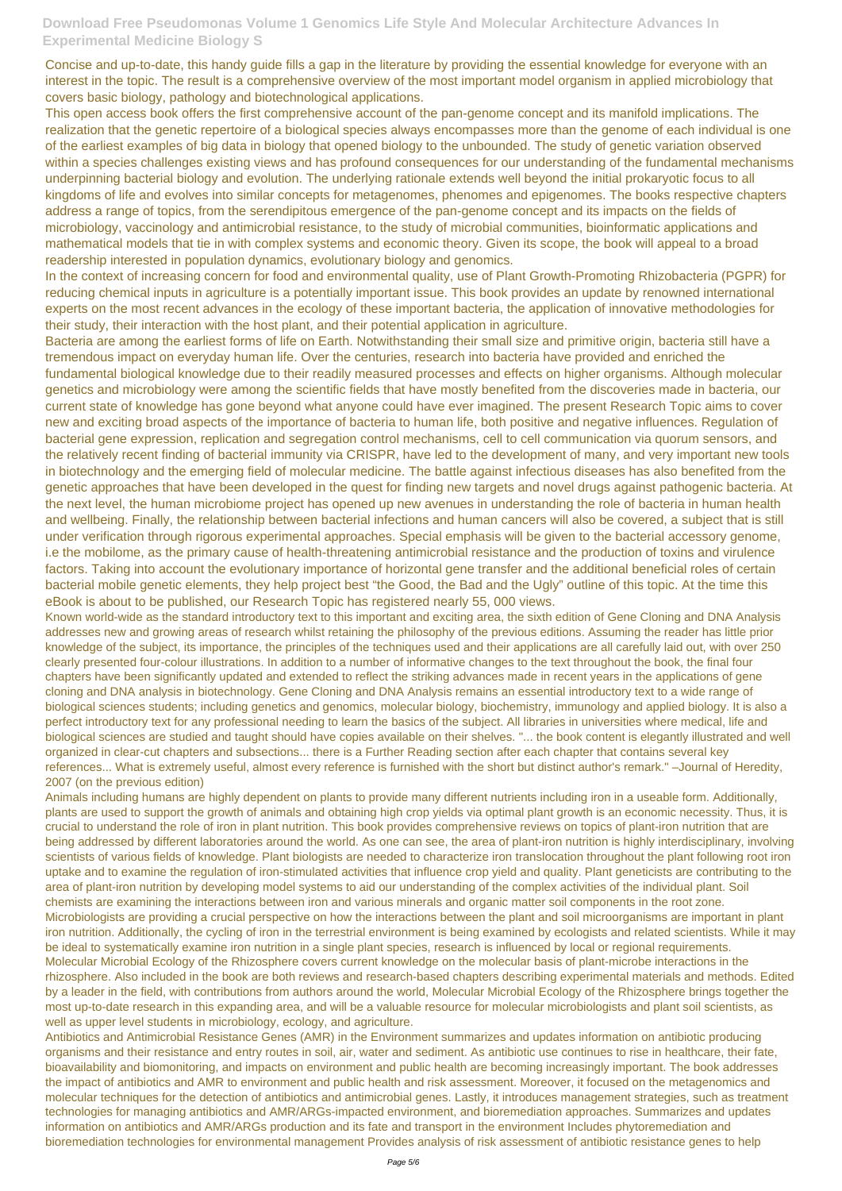Concise and up-to-date, this handy guide fills a gap in the literature by providing the essential knowledge for everyone with an interest in the topic. The result is a comprehensive overview of the most important model organism in applied microbiology that covers basic biology, pathology and biotechnological applications.

This open access book offers the first comprehensive account of the pan-genome concept and its manifold implications. The realization that the genetic repertoire of a biological species always encompasses more than the genome of each individual is one of the earliest examples of big data in biology that opened biology to the unbounded. The study of genetic variation observed within a species challenges existing views and has profound consequences for our understanding of the fundamental mechanisms underpinning bacterial biology and evolution. The underlying rationale extends well beyond the initial prokaryotic focus to all kingdoms of life and evolves into similar concepts for metagenomes, phenomes and epigenomes. The books respective chapters address a range of topics, from the serendipitous emergence of the pan-genome concept and its impacts on the fields of microbiology, vaccinology and antimicrobial resistance, to the study of microbial communities, bioinformatic applications and mathematical models that tie in with complex systems and economic theory. Given its scope, the book will appeal to a broad readership interested in population dynamics, evolutionary biology and genomics.

In the context of increasing concern for food and environmental quality, use of Plant Growth-Promoting Rhizobacteria (PGPR) for reducing chemical inputs in agriculture is a potentially important issue. This book provides an update by renowned international experts on the most recent advances in the ecology of these important bacteria, the application of innovative methodologies for their study, their interaction with the host plant, and their potential application in agriculture.

Bacteria are among the earliest forms of life on Earth. Notwithstanding their small size and primitive origin, bacteria still have a tremendous impact on everyday human life. Over the centuries, research into bacteria have provided and enriched the fundamental biological knowledge due to their readily measured processes and effects on higher organisms. Although molecular genetics and microbiology were among the scientific fields that have mostly benefited from the discoveries made in bacteria, our current state of knowledge has gone beyond what anyone could have ever imagined. The present Research Topic aims to cover new and exciting broad aspects of the importance of bacteria to human life, both positive and negative influences. Regulation of bacterial gene expression, replication and segregation control mechanisms, cell to cell communication via quorum sensors, and the relatively recent finding of bacterial immunity via CRISPR, have led to the development of many, and very important new tools in biotechnology and the emerging field of molecular medicine. The battle against infectious diseases has also benefited from the genetic approaches that have been developed in the quest for finding new targets and novel drugs against pathogenic bacteria. At the next level, the human microbiome project has opened up new avenues in understanding the role of bacteria in human health and wellbeing. Finally, the relationship between bacterial infections and human cancers will also be covered, a subject that is still under verification through rigorous experimental approaches. Special emphasis will be given to the bacterial accessory genome, i.e the mobilome, as the primary cause of health-threatening antimicrobial resistance and the production of toxins and virulence factors. Taking into account the evolutionary importance of horizontal gene transfer and the additional beneficial roles of certain bacterial mobile genetic elements, they help project best "the Good, the Bad and the Ugly" outline of this topic. At the time this eBook is about to be published, our Research Topic has registered nearly 55, 000 views.

Known world-wide as the standard introductory text to this important and exciting area, the sixth edition of Gene Cloning and DNA Analysis addresses new and growing areas of research whilst retaining the philosophy of the previous editions. Assuming the reader has little prior knowledge of the subject, its importance, the principles of the techniques used and their applications are all carefully laid out, with over 250 clearly presented four-colour illustrations. In addition to a number of informative changes to the text throughout the book, the final four chapters have been significantly updated and extended to reflect the striking advances made in recent years in the applications of gene cloning and DNA analysis in biotechnology. Gene Cloning and DNA Analysis remains an essential introductory text to a wide range of biological sciences students; including genetics and genomics, molecular biology, biochemistry, immunology and applied biology. It is also a perfect introductory text for any professional needing to learn the basics of the subject. All libraries in universities where medical, life and biological sciences are studied and taught should have copies available on their shelves. "... the book content is elegantly illustrated and well organized in clear-cut chapters and subsections... there is a Further Reading section after each chapter that contains several key references... What is extremely useful, almost every reference is furnished with the short but distinct author's remark." –Journal of Heredity, 2007 (on the previous edition)

Animals including humans are highly dependent on plants to provide many different nutrients including iron in a useable form. Additionally, plants are used to support the growth of animals and obtaining high crop yields via optimal plant growth is an economic necessity. Thus, it is crucial to understand the role of iron in plant nutrition. This book provides comprehensive reviews on topics of plant-iron nutrition that are being addressed by different laboratories around the world. As one can see, the area of plant-iron nutrition is highly interdisciplinary, involving scientists of various fields of knowledge. Plant biologists are needed to characterize iron translocation throughout the plant following root iron uptake and to examine the regulation of iron-stimulated activities that influence crop yield and quality. Plant geneticists are contributing to the area of plant-iron nutrition by developing model systems to aid our understanding of the complex activities of the individual plant. Soil chemists are examining the interactions between iron and various minerals and organic matter soil components in the root zone. Microbiologists are providing a crucial perspective on how the interactions between the plant and soil microorganisms are important in plant iron nutrition. Additionally, the cycling of iron in the terrestrial environment is being examined by ecologists and related scientists. While it may be ideal to systematically examine iron nutrition in a single plant species, research is influenced by local or regional requirements.

Molecular Microbial Ecology of the Rhizosphere covers current knowledge on the molecular basis of plant-microbe interactions in the rhizosphere. Also included in the book are both reviews and research-based chapters describing experimental materials and methods. Edited by a leader in the field, with contributions from authors around the world, Molecular Microbial Ecology of the Rhizosphere brings together the most up-to-date research in this expanding area, and will be a valuable resource for molecular microbiologists and plant soil scientists, as well as upper level students in microbiology, ecology, and agriculture.

Antibiotics and Antimicrobial Resistance Genes (AMR) in the Environment summarizes and updates information on antibiotic producing organisms and their resistance and entry routes in soil, air, water and sediment. As antibiotic use continues to rise in healthcare, their fate, bioavailability and biomonitoring, and impacts on environment and public health are becoming increasingly important. The book addresses the impact of antibiotics and AMR to environment and public health and risk assessment. Moreover, it focused on the metagenomics and molecular techniques for the detection of antibiotics and antimicrobial genes. Lastly, it introduces management strategies, such as treatment technologies for managing antibiotics and AMR/ARGs-impacted environment, and bioremediation approaches. Summarizes and updates information on antibiotics and AMR/ARGs production and its fate and transport in the environment Includes phytoremediation and bioremediation technologies for environmental management Provides analysis of risk assessment of antibiotic resistance genes to help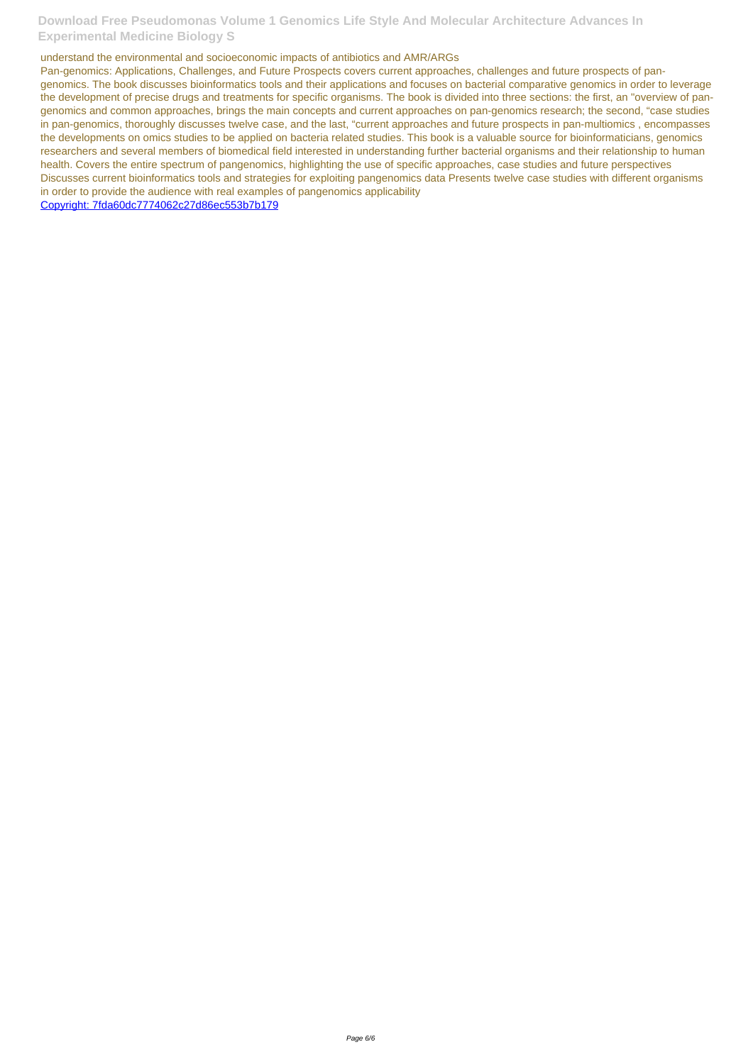understand the environmental and socioeconomic impacts of antibiotics and AMR/ARGs

Pan-genomics: Applications, Challenges, and Future Prospects covers current approaches, challenges and future prospects of pan-genomics. The book discusses bioinformatics tools and their applications and focuses on bacterial comparative genomics in order to leverage the development of precise drugs and treatments for specific organisms. The book is divided into three sections: the first, an "overview of pan-genomics and common approaches, brings the main concepts and current approaches on pan-genomics research; the second, "case studies in pan-genomics, thoroughly discusses twelve case, and the last, "current approaches and future prospects in pan-multiomics , encompasses the developments on omics studies to be applied on bacteria related studies. This book is a valuable source for bioinformaticians, genomics researchers and several members of biomedical field interested in understanding further bacterial organisms and their relationship to human health. Covers the entire spectrum of pangenomics, highlighting the use of specific approaches, case studies and future perspectives Discusses current bioinformatics tools and strategies for exploiting pangenomics data Presents twelve case studies with different organisms in order to provide the audience with real examples of pangenomics applicability

Copyright: 7fda60dc7774062c27d86ec553b7b179